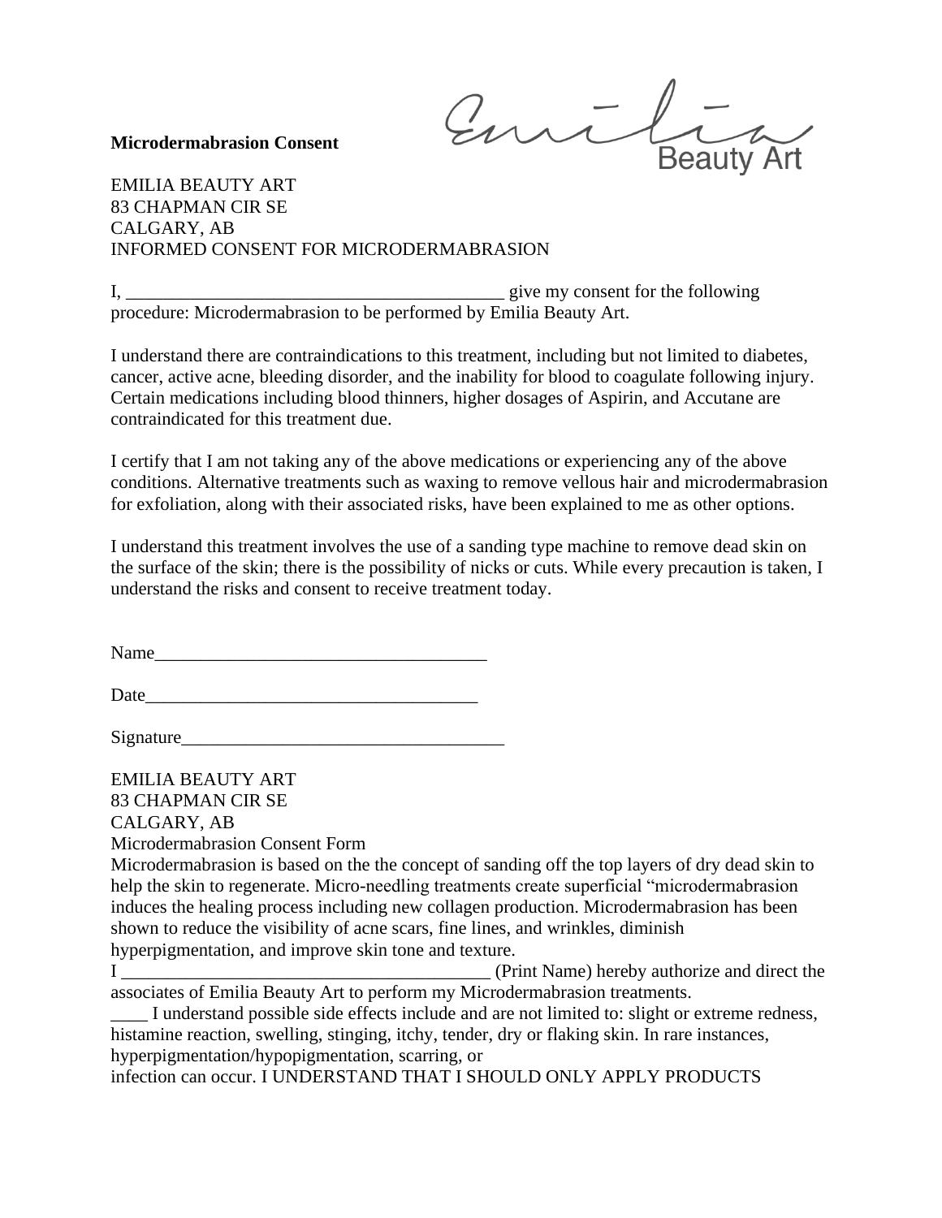**Microdermabrasion Consent**

EMILIA BEAUTY ART
83 CHAPMAN CIR SE
CALGARY, AB
INFORMED CONSENT FOR MICRODERMABRASION

I, _________________________________________ give my consent for the following procedure: Microdermabrasion to be performed by Emilia Beauty Art.

I understand there are contraindications to this treatment, including but not limited to diabetes, cancer, active acne, bleeding disorder, and the inability for blood to coagulate following injury. Certain medications including blood thinners, higher dosages of Aspirin, and Accutane are contraindicated for this treatment due.

I certify that I am not taking any of the above medications or experiencing any of the above conditions. Alternative treatments such as waxing to remove vellous hair and microdermabrasion for exfoliation, along with their associated risks, have been explained to me as other options.

I understand this treatment involves the use of a sanding type machine to remove dead skin on the surface of the skin; there is the possibility of nicks or cuts. While every precaution is taken, I understand the risks and consent to receive treatment today.

Name_____________________________________

Date_____________________________________

Signature___________________________________

EMILIA BEAUTY ART
83 CHAPMAN CIR SE
CALGARY, AB
Microdermabrasion Consent Form
Microdermabrasion is based on the the concept of sanding off the top layers of dry dead skin to help the skin to regenerate. Micro-needling treatments create superficial "microdermabrasion induces the healing process including new collagen production. Microdermabrasion has been shown to reduce the visibility of acne scars, fine lines, and wrinkles, diminish hyperpigmentation, and improve skin tone and texture.
I _________________________________________ (Print Name) hereby authorize and direct the associates of Emilia Beauty Art to perform my Microdermabrasion treatments.
____ I understand possible side effects include and are not limited to: slight or extreme redness, histamine reaction, swelling, stinging, itchy, tender, dry or flaking skin. In rare instances, hyperpigmentation/hypopigmentation, scarring, or
infection can occur. I UNDERSTAND THAT I SHOULD ONLY APPLY PRODUCTS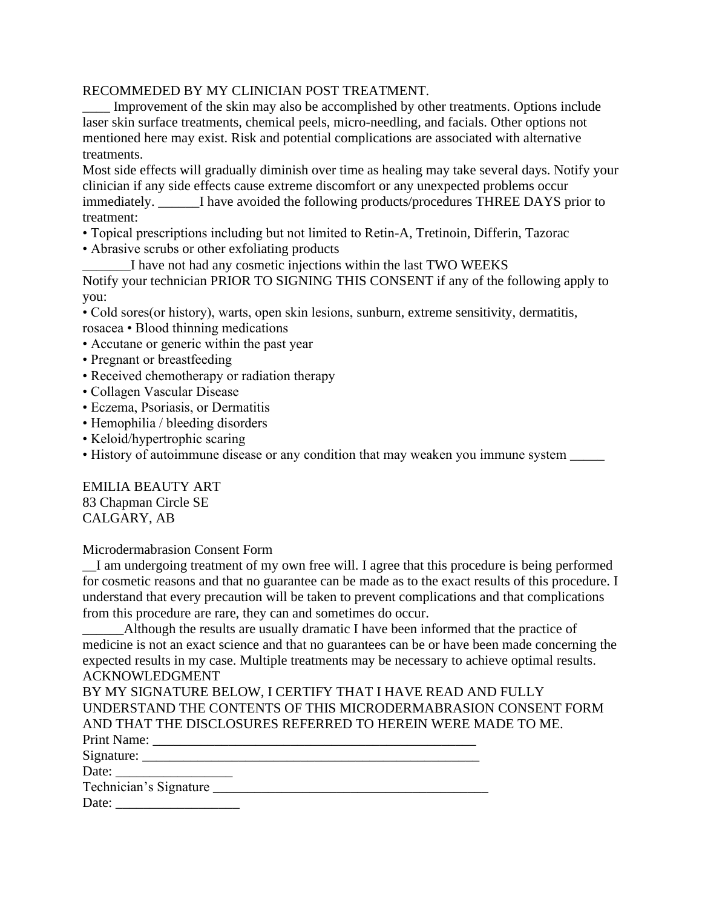RECOMMEDED BY MY CLINICIAN POST TREATMENT.

____ Improvement of the skin may also be accomplished by other treatments. Options include laser skin surface treatments, chemical peels, micro-needling, and facials. Other options not mentioned here may exist. Risk and potential complications are associated with alternative treatments.

Most side effects will gradually diminish over time as healing may take several days. Notify your clinician if any side effects cause extreme discomfort or any unexpected problems occur immediately. ______I have avoided the following products/procedures THREE DAYS prior to treatment:

- Topical prescriptions including but not limited to Retin-A, Tretinoin, Differin, Tazorac
- Abrasive scrubs or other exfoliating products

_______I have not had any cosmetic injections within the last TWO WEEKS

Notify your technician PRIOR TO SIGNING THIS CONSENT if any of the following apply to you:

- Cold sores(or history), warts, open skin lesions, sunburn, extreme sensitivity, dermatitis, rosacea • Blood thinning medications
- Accutane or generic within the past year
- Pregnant or breastfeeding
- Received chemotherapy or radiation therapy
- Collagen Vascular Disease
- Eczema, Psoriasis, or Dermatitis
- Hemophilia / bleeding disorders
- Keloid/hypertrophic scaring
- History of autoimmune disease or any condition that may weaken you immune system _____

EMILIA BEAUTY ART
83 Chapman Circle SE
CALGARY, AB

Microdermabrasion Consent Form

__I am undergoing treatment of my own free will. I agree that this procedure is being performed for cosmetic reasons and that no guarantee can be made as to the exact results of this procedure. I understand that every precaution will be taken to prevent complications and that complications from this procedure are rare, they can and sometimes do occur.

______Although the results are usually dramatic I have been informed that the practice of medicine is not an exact science and that no guarantees can be or have been made concerning the expected results in my case. Multiple treatments may be necessary to achieve optimal results.

ACKNOWLEDGMENT

BY MY SIGNATURE BELOW, I CERTIFY THAT I HAVE READ AND FULLY UNDERSTAND THE CONTENTS OF THIS MICRODERMABRASION CONSENT FORM AND THAT THE DISCLOSURES REFERRED TO HEREIN WERE MADE TO ME.

Print Name: ________________________________________________

Signature: __________________________________________________

Date: _________________

Technician's Signature ________________________________________

Date: __________________